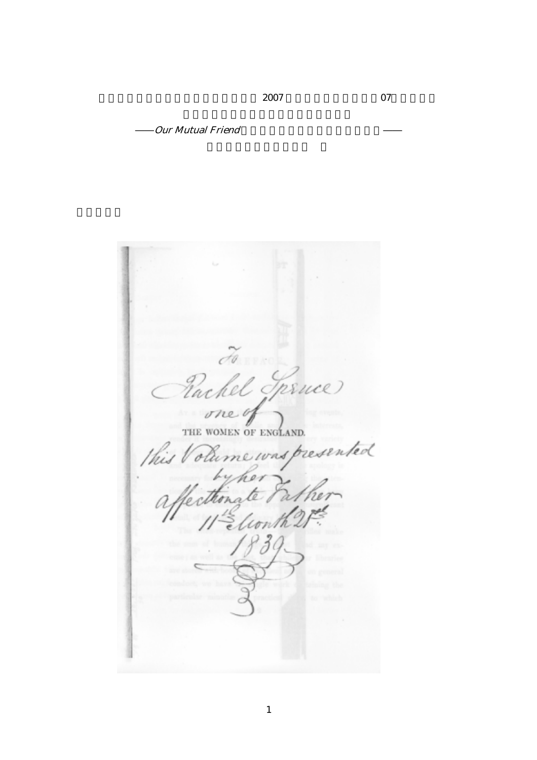2007 07

——*Our Mutual Friend* ——

To
Rachel Spruce
one of
THE WOMEN OF ENGLAND.
this Volume was presented
by her
affectionate Father
11th Month 21st
1839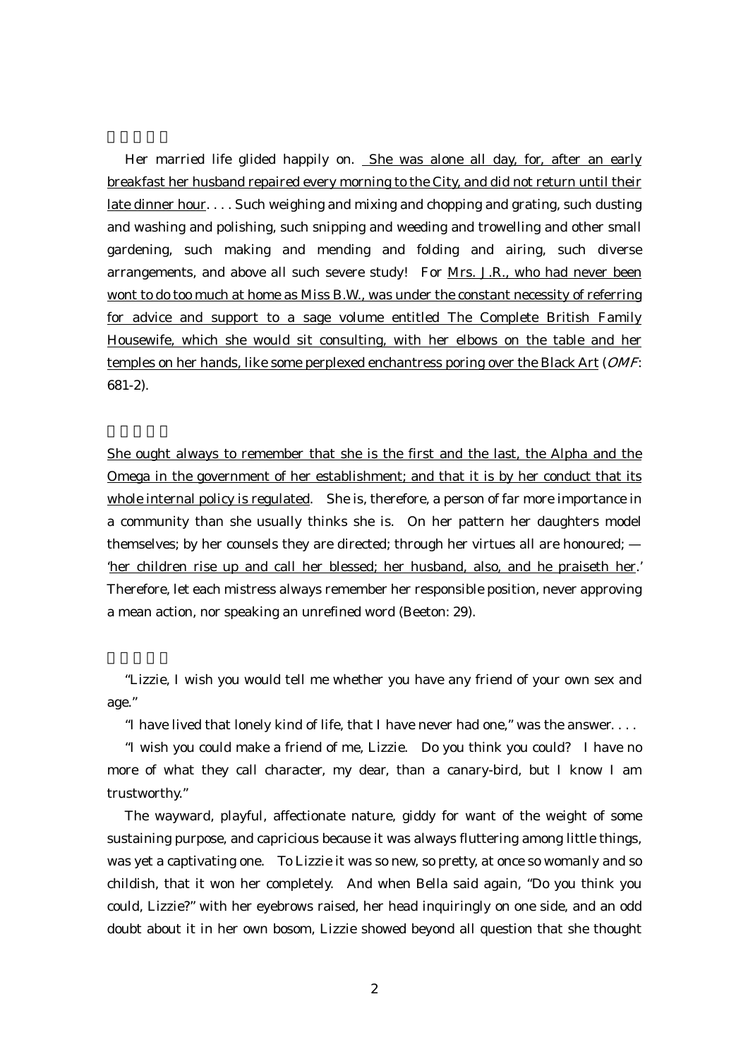Her married life glided happily on. <u>She was alone all day, for, after an early breakfast her husband repaired every morning to the City, and did not return until their late dinner hour</u>. . . . Such weighing and mixing and chopping and grating, such dusting and washing and polishing, such snipping and weeding and trowelling and other small gardening, such making and mending and folding and airing, such diverse arrangements, and above all such severe study! For <u>Mrs. J.R., who had never been wont to do too much at home as Miss B.W., was under the constant necessity of referring for advice and support to a sage volume entitled The Complete British Family Housewife, which she would sit consulting, with her elbows on the table and her temples on her hands, like some perplexed enchantress poring over the Black Art</u> (*OMF*: 681-2).

<u>She ought always to remember that she is the first and the last, the Alpha and the Omega in the government of her establishment; and that it is by her conduct that its whole internal policy is regulated</u>. She is, therefore, a person of far more importance in a community than she usually thinks she is. On her pattern her daughters model themselves; by her counsels they are directed; through her virtues all are honoured; — '<u>her children rise up and call her blessed; her husband, also, and he praiseth her</u>.' Therefore, let each mistress always remember her responsible position, never approving a mean action, nor speaking an unrefined word (Beeton: 29).

"Lizzie, I wish you would tell me whether you have any friend of your own sex and age."

"I have lived that lonely kind of life, that I have never had one," was the answer. . . .

"I wish you could make a friend of me, Lizzie. Do you think you could? I have no more of what they call character, my dear, than a canary-bird, but I know I am trustworthy."

The wayward, playful, affectionate nature, giddy for want of the weight of some sustaining purpose, and capricious because it was always fluttering among little things, was yet a captivating one. To Lizzie it was so new, so pretty, at once so womanly and so childish, that it won her completely. And when Bella said again, "Do you think you could, Lizzie?" with her eyebrows raised, her head inquiringly on one side, and an odd doubt about it in her own bosom, Lizzie showed beyond all question that she thought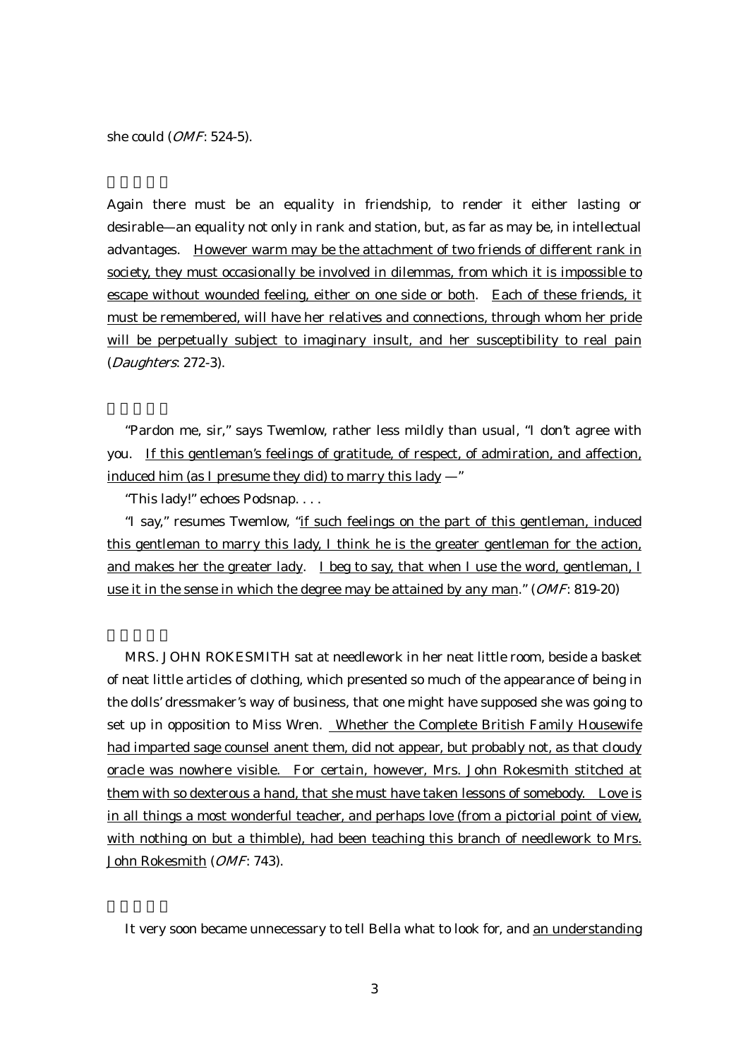she could (*OMF*: 524-5).

□□□□

Again there must be an equality in friendship, to render it either lasting or desirable—an equality not only in rank and station, but, as far as may be, in intellectual advantages. <u>However warm may be the attachment of two friends of different rank in society, they must occasionally be involved in dilemmas, from which it is impossible to escape without wounded feeling, either on one side or both</u>. <u>Each of these friends, it must be remembered, will have her relatives and connections, through whom her pride will be perpetually subject to imaginary insult, and her susceptibility to real pain</u> (*Daughters*: 272-3).

□□□□

"Pardon me, sir," says Twemlow, rather less mildly than usual, "I don't agree with you. <u>If this gentleman's feelings of gratitude, of respect, of admiration, and affection, induced him (as I presume they did) to marry this lady</u> —"

"This lady!" echoes Podsnap. . . .

"I say," resumes Twemlow, "<u>if such feelings on the part of this gentleman, induced this gentleman to marry this lady, I think he is the greater gentleman for the action, and makes her the greater lady</u>. <u>I beg to say, that when I use the word, gentleman, I use it in the sense in which the degree may be attained by any man</u>." (*OMF*: 819-20)

□□□□

MRS. JOHN ROKESMITH sat at needlework in her neat little room, beside a basket of neat little articles of clothing, which presented so much of the appearance of being in the dolls' dressmaker's way of business, that one might have supposed she was going to set up in opposition to Miss Wren. <u>Whether the Complete British Family Housewife had imparted sage counsel anent them, did not appear, but probably not, as that cloudy oracle was nowhere visible. For certain, however, Mrs. John Rokesmith stitched at them with so dexterous a hand, that she must have taken lessons of somebody. Love is in all things a most wonderful teacher, and perhaps love (from a pictorial point of view, with nothing on but a thimble), had been teaching this branch of needlework to Mrs. John Rokesmith</u> (*OMF*: 743).

□□□□

It very soon became unnecessary to tell Bella what to look for, and <u>an understanding</u>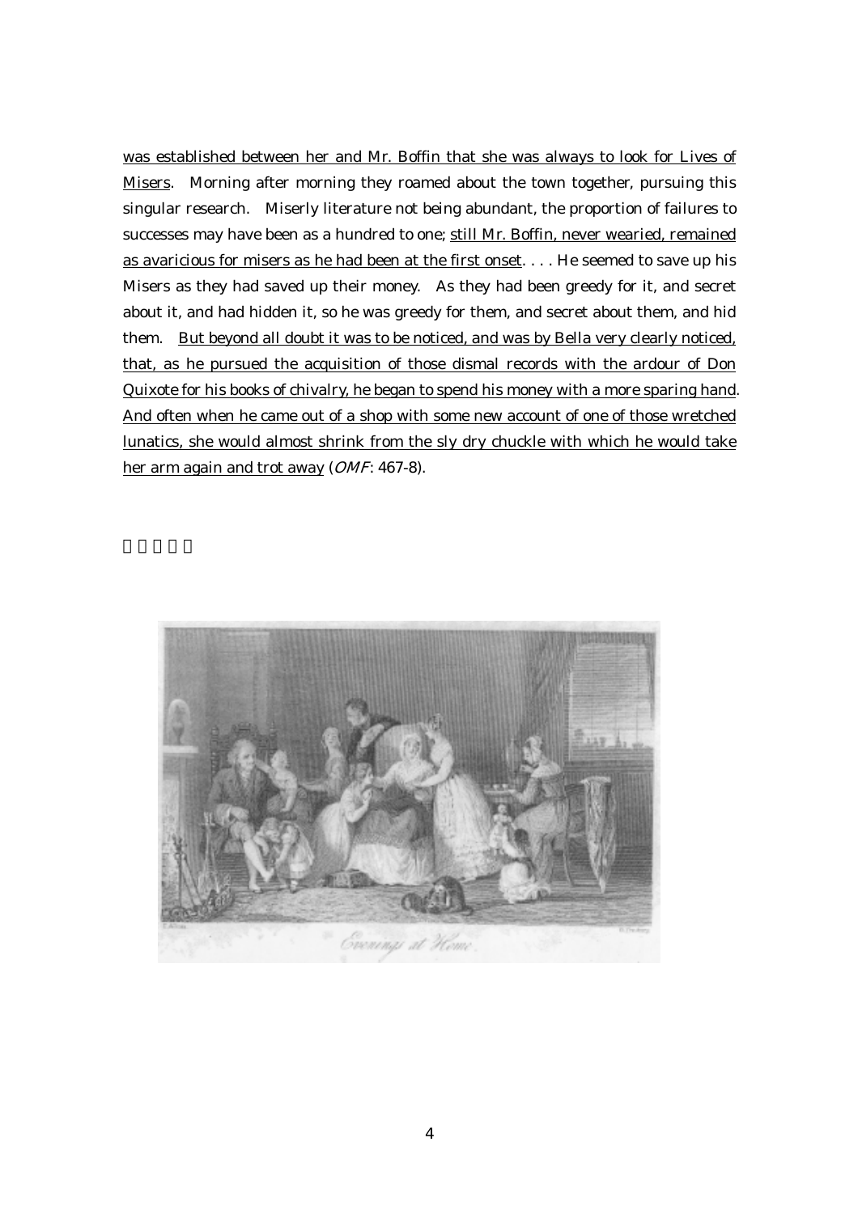was established between her and Mr. Boffin that she was always to look for Lives of Misers. Morning after morning they roamed about the town together, pursuing this singular research. Miserly literature not being abundant, the proportion of failures to successes may have been as a hundred to one; still Mr. Boffin, never wearied, remained as avaricious for misers as he had been at the first onset. . . . He seemed to save up his Misers as they had saved up their money. As they had been greedy for it, and secret about it, and had hidden it, so he was greedy for them, and secret about them, and hid them. But beyond all doubt it was to be noticed, and was by Bella very clearly noticed, that, as he pursued the acquisition of those dismal records with the ardour of Don Quixote for his books of chivalry, he began to spend his money with a more sparing hand. And often when he came out of a shop with some new account of one of those wretched lunatics, she would almost shrink from the sly dry chuckle with which he would take her arm again and trot away (*OMF*: 467-8).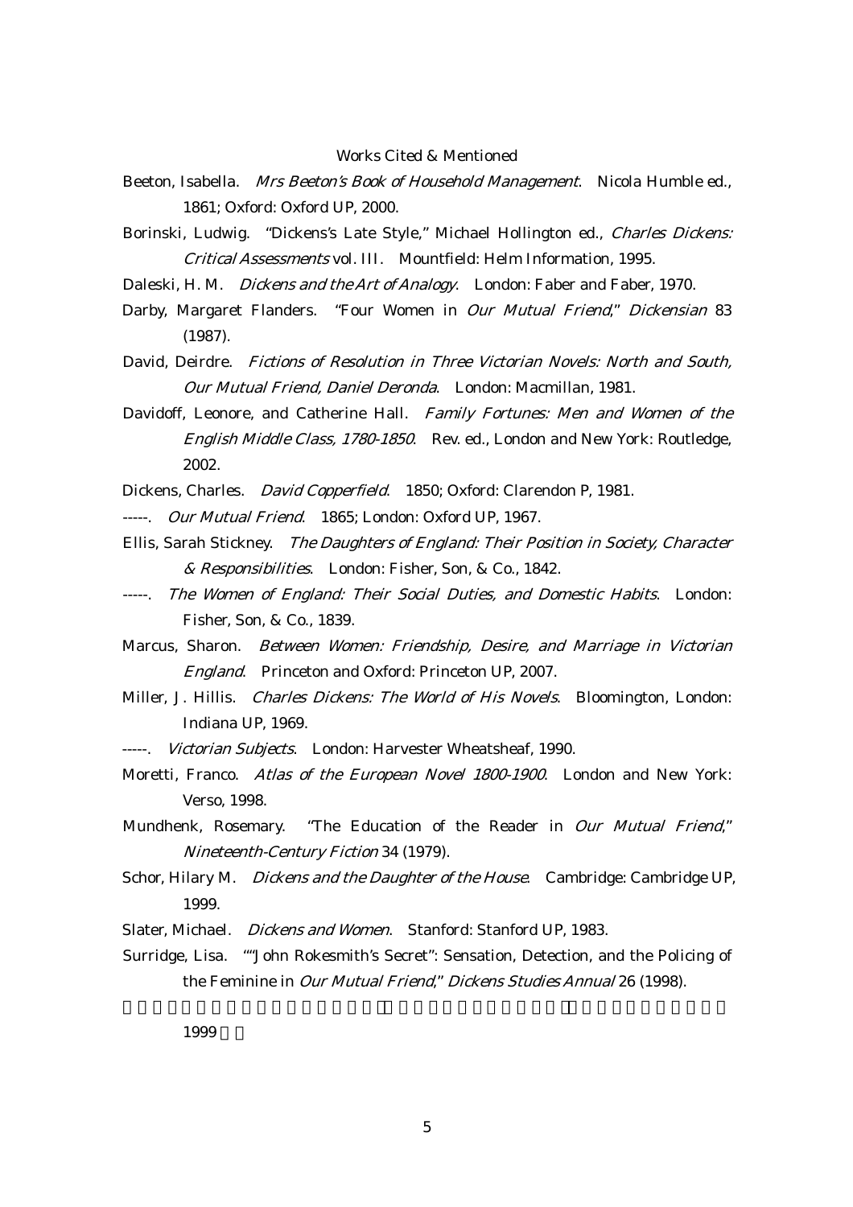# Works Cited & Mentioned

Beeton, Isabella. *Mrs Beeton's Book of Household Management*. Nicola Humble ed., 1861; Oxford: Oxford UP, 2000.

Borinski, Ludwig. "Dickens's Late Style," Michael Hollington ed., *Charles Dickens: Critical Assessments* vol. III. Mountfield: Helm Information, 1995.

Daleski, H. M. *Dickens and the Art of Analogy*. London: Faber and Faber, 1970.

Darby, Margaret Flanders. "Four Women in *Our Mutual Friend*," *Dickensian* 83 (1987).

David, Deirdre. *Fictions of Resolution in Three Victorian Novels: North and South, Our Mutual Friend, Daniel Deronda*. London: Macmillan, 1981.

Davidoff, Leonore, and Catherine Hall. *Family Fortunes: Men and Women of the English Middle Class, 1780-1850*. Rev. ed., London and New York: Routledge, 2002.

Dickens, Charles. *David Copperfield*. 1850; Oxford: Clarendon P, 1981.

-----. *Our Mutual Friend*. 1865; London: Oxford UP, 1967.

Ellis, Sarah Stickney. *The Daughters of England: Their Position in Society, Character & Responsibilities*. London: Fisher, Son, & Co., 1842.

-----. *The Women of England: Their Social Duties, and Domestic Habits*. London: Fisher, Son, & Co., 1839.

Marcus, Sharon. *Between Women: Friendship, Desire, and Marriage in Victorian England*. Princeton and Oxford: Princeton UP, 2007.

Miller, J. Hillis. *Charles Dickens: The World of His Novels*. Bloomington, London: Indiana UP, 1969.

-----. *Victorian Subjects*. London: Harvester Wheatsheaf, 1990.

Moretti, Franco. *Atlas of the European Novel 1800-1900*. London and New York: Verso, 1998.

Mundhenk, Rosemary. "The Education of the Reader in *Our Mutual Friend*," *Nineteenth-Century Fiction* 34 (1979).

Schor, Hilary M. *Dickens and the Daughter of the House*. Cambridge: Cambridge UP, 1999.

Slater, Michael. *Dickens and Women*. Stanford: Stanford UP, 1983.

Surridge, Lisa. ""John Rokesmith's Secret": Sensation, Detection, and the Policing of the Feminine in *Our Mutual Friend*," *Dickens Studies Annual* 26 (1998).

1999